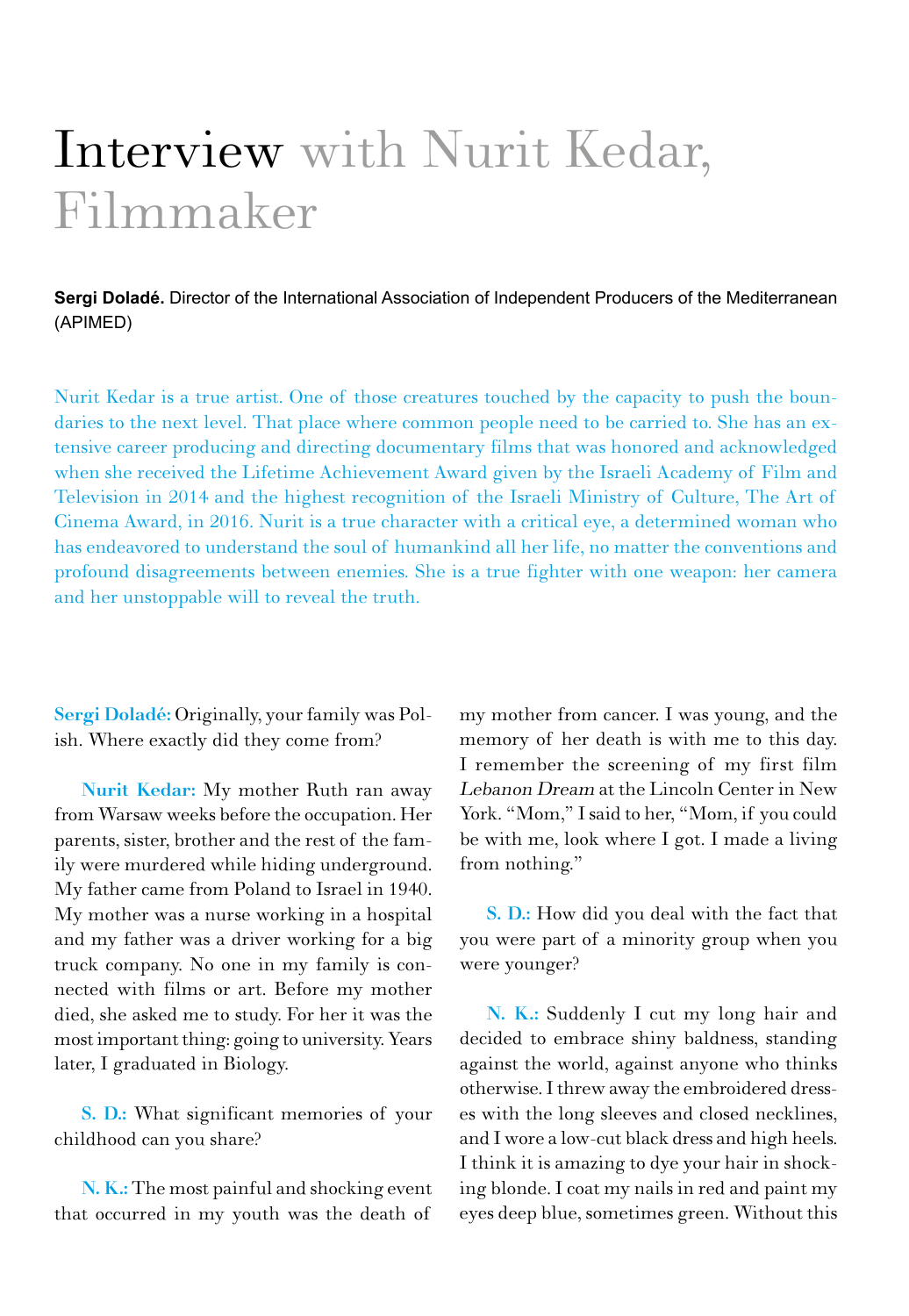# Interview with Nurit Kedar, Filmmaker

**Sergi Doladé.** Director of the International Association of Independent Producers of the Mediterranean (APIMED)

Nurit Kedar is a true artist. One of those creatures touched by the capacity to push the boundaries to the next level. That place where common people need to be carried to. She has an extensive career producing and directing documentary films that was honored and acknowledged when she received the Lifetime Achievement Award given by the Israeli Academy of Film and Television in 2014 and the highest recognition of the Israeli Ministry of Culture, The Art of Cinema Award, in 2016. Nurit is a true character with a critical eye, a determined woman who has endeavored to understand the soul of humankind all her life, no matter the conventions and profound disagreements between enemies. She is a true fighter with one weapon: her camera and her unstoppable will to reveal the truth.

**Sergi Doladé:** Originally, your family was Polish. Where exactly did they come from?

**Nurit Kedar:** My mother Ruth ran away from Warsaw weeks before the occupation. Her parents, sister, brother and the rest of the family were murdered while hiding underground. My father came from Poland to Israel in 1940. My mother was a nurse working in a hospital and my father was a driver working for a big truck company. No one in my family is connected with films or art. Before my mother died, she asked me to study. For her it was the most important thing: going to university. Years later, I graduated in Biology.

**S. D.:** What significant memories of your childhood can you share?

**N. K.:** The most painful and shocking event that occurred in my youth was the death of my mother from cancer. I was young, and the memory of her death is with me to this day. I remember the screening of my first film *Lebanon Dream* at the Lincoln Center in New York. "Mom," I said to her, "Mom, if you could be with me, look where I got. I made a living from nothing."

**S. D.:** How did you deal with the fact that you were part of a minority group when you were younger?

**N. K.:** Suddenly I cut my long hair and decided to embrace shiny baldness, standing against the world, against anyone who thinks otherwise. I threw away the embroidered dresses with the long sleeves and closed necklines, and I wore a low-cut black dress and high heels. I think it is amazing to dye your hair in shocking blonde. I coat my nails in red and paint my eyes deep blue, sometimes green. Without this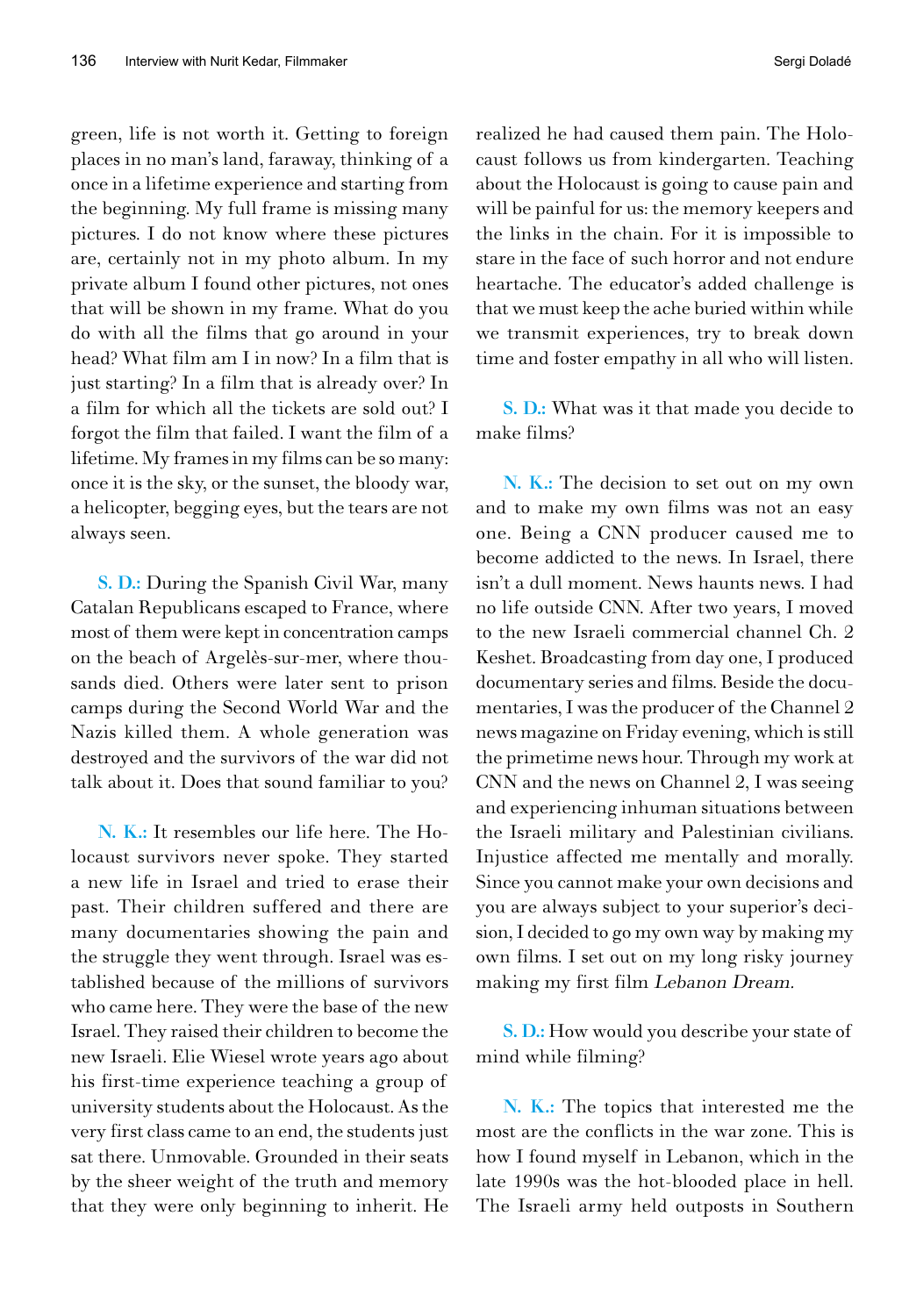green, life is not worth it. Getting to foreign places in no man's land, faraway, thinking of a once in a lifetime experience and starting from the beginning. My full frame is missing many pictures. I do not know where these pictures are, certainly not in my photo album. In my private album I found other pictures, not ones that will be shown in my frame. What do you do with all the films that go around in your head? What film am I in now? In a film that is just starting? In a film that is already over? In a film for which all the tickets are sold out? I forgot the film that failed. I want the film of a lifetime. My frames in my films can be so many: once it is the sky, or the sunset, the bloody war, a helicopter, begging eyes, but the tears are not always seen.

**S. D.:** During the Spanish Civil War, many Catalan Republicans escaped to France, where most of them were kept in concentration camps on the beach of Argelès-sur-mer, where thousands died. Others were later sent to prison camps during the Second World War and the Nazis killed them. A whole generation was destroyed and the survivors of the war did not talk about it. Does that sound familiar to you?

**N. K.:** It resembles our life here. The Holocaust survivors never spoke. They started a new life in Israel and tried to erase their past. Their children suffered and there are many documentaries showing the pain and the struggle they went through. Israel was established because of the millions of survivors who came here. They were the base of the new Israel. They raised their children to become the new Israeli. Elie Wiesel wrote years ago about his first-time experience teaching a group of university students about the Holocaust. As the very first class came to an end, the students just sat there. Unmovable. Grounded in their seats by the sheer weight of the truth and memory that they were only beginning to inherit. He realized he had caused them pain. The Holocaust follows us from kindergarten. Teaching about the Holocaust is going to cause pain and will be painful for us: the memory keepers and the links in the chain. For it is impossible to stare in the face of such horror and not endure heartache. The educator's added challenge is that we must keep the ache buried within while we transmit experiences, try to break down time and foster empathy in all who will listen.

**S. D.:** What was it that made you decide to make films?

**N. K.:** The decision to set out on my own and to make my own films was not an easy one. Being a CNN producer caused me to become addicted to the news. In Israel, there isn't a dull moment. News haunts news. I had no life outside CNN. After two years, I moved to the new Israeli commercial channel Ch. 2 Keshet. Broadcasting from day one, I produced documentary series and films. Beside the documentaries, I was the producer of the Channel 2 news magazine on Friday evening, which is still the primetime news hour. Through my work at CNN and the news on Channel 2, I was seeing and experiencing inhuman situations between the Israeli military and Palestinian civilians. Injustice affected me mentally and morally. Since you cannot make your own decisions and you are always subject to your superior's decision, I decided to go my own way by making my own films. I set out on my long risky journey making my first film *Lebanon Dream*.

**S. D.:** How would you describe your state of mind while filming?

**N. K.:** The topics that interested me the most are the conflicts in the war zone. This is how I found myself in Lebanon, which in the late 1990s was the hot-blooded place in hell. The Israeli army held outposts in Southern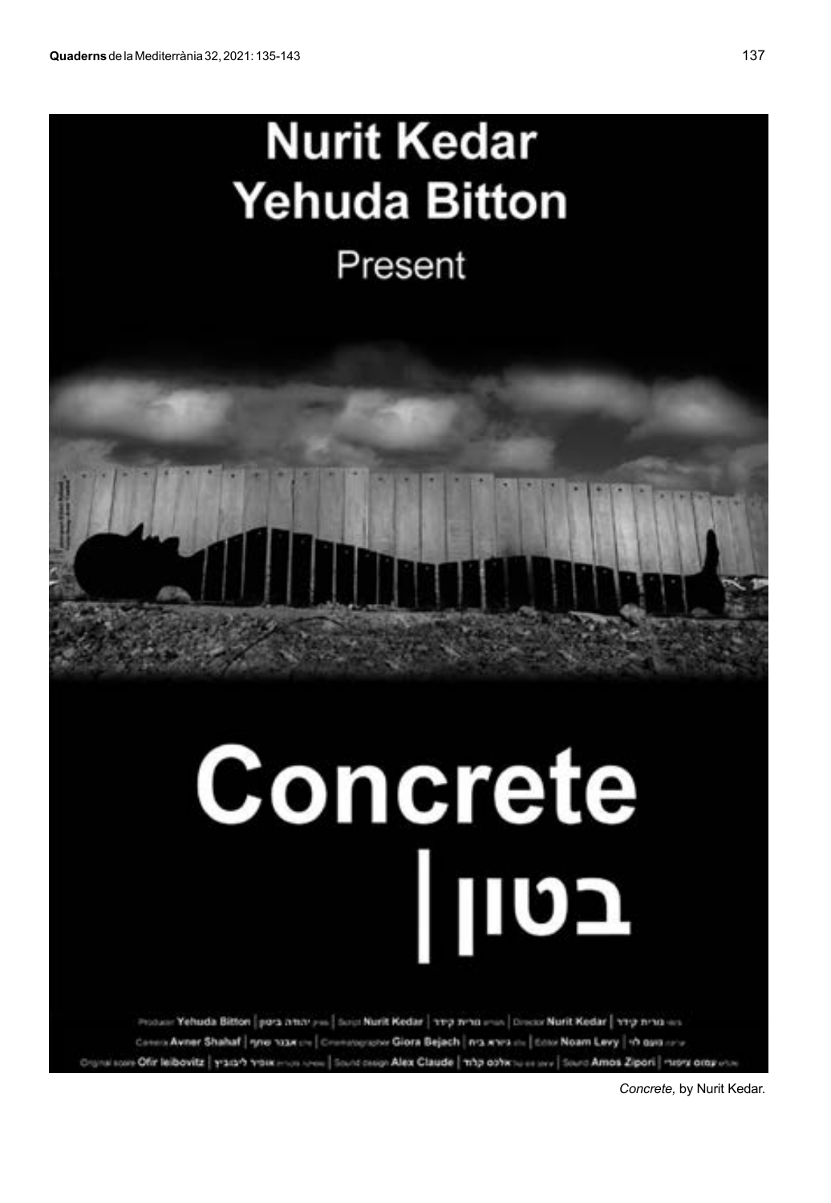**Nurit Kedar**
**Yehuda Bitton**
Present

# Concrete
# בטון |

Producer Yehuda Bitton | Script Nurit Kedar | Director Nurit Kedar
Camera Avner Shahaf | Cinematographer Giora Bejach | Editor Noam Levy
Original score Ofir leibovitz | Sound design Alex Claude | Sound Amos Zipori

*Concrete,* by Nurit Kedar.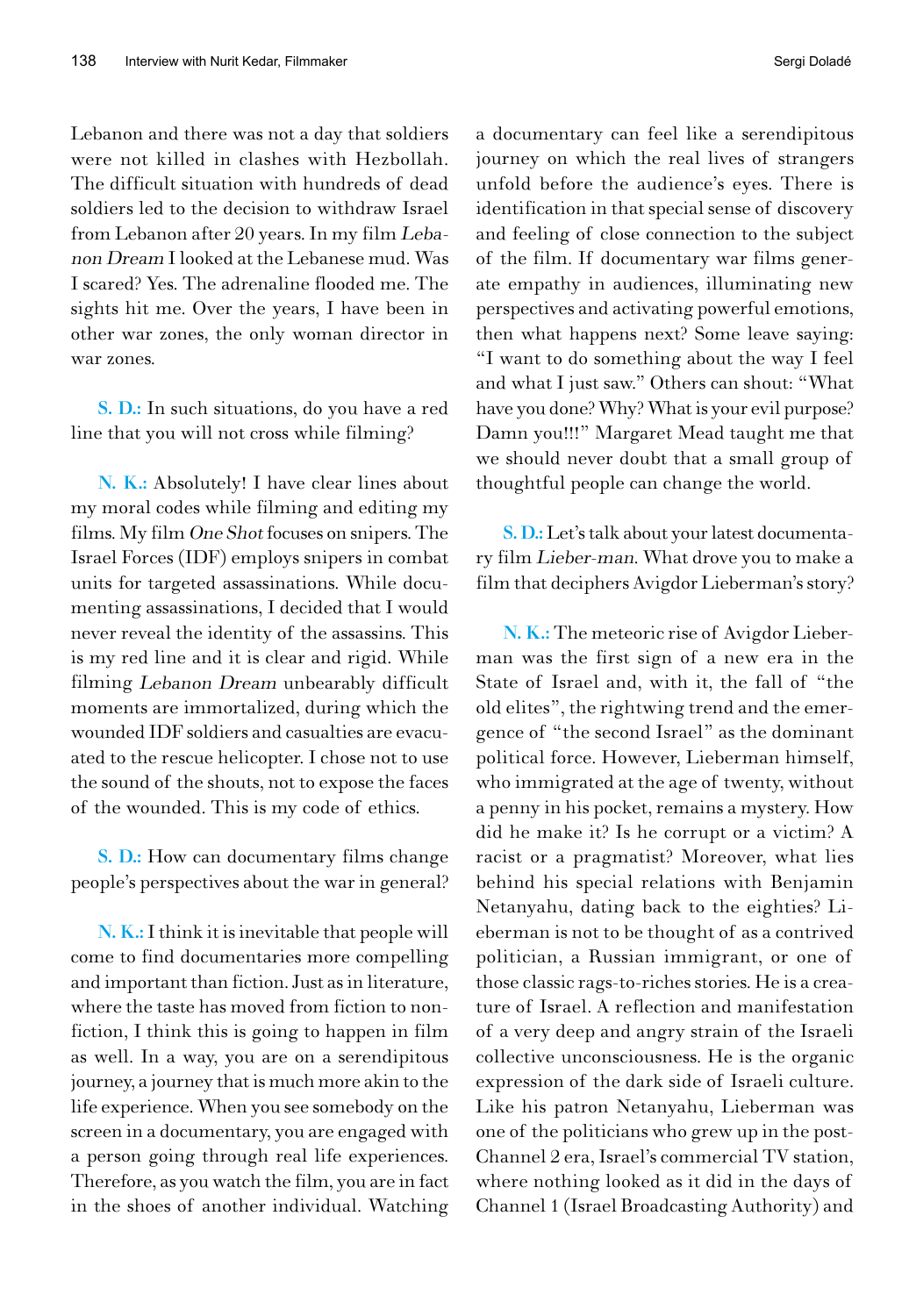Lebanon and there was not a day that soldiers were not killed in clashes with Hezbollah. The difficult situation with hundreds of dead soldiers led to the decision to withdraw Israel from Lebanon after 20 years. In my film *Lebanon Dream* I looked at the Lebanese mud. Was I scared? Yes. The adrenaline flooded me. The sights hit me. Over the years, I have been in other war zones, the only woman director in war zones.

**S. D.:** In such situations, do you have a red line that you will not cross while filming?

**N. K.:** Absolutely! I have clear lines about my moral codes while filming and editing my films. My film *One Shot* focuses on snipers. The Israel Forces (IDF) employs snipers in combat units for targeted assassinations. While documenting assassinations, I decided that I would never reveal the identity of the assassins. This is my red line and it is clear and rigid. While filming *Lebanon Dream* unbearably difficult moments are immortalized, during which the wounded IDF soldiers and casualties are evacuated to the rescue helicopter. I chose not to use the sound of the shouts, not to expose the faces of the wounded. This is my code of ethics.

**S. D.:** How can documentary films change people's perspectives about the war in general?

**N. K.:** I think it is inevitable that people will come to find documentaries more compelling and important than fiction. Just as in literature, where the taste has moved from fiction to non-fiction, I think this is going to happen in film as well. In a way, you are on a serendipitous journey, a journey that is much more akin to the life experience. When you see somebody on the screen in a documentary, you are engaged with a person going through real life experiences. Therefore, as you watch the film, you are in fact in the shoes of another individual. Watching a documentary can feel like a serendipitous journey on which the real lives of strangers unfold before the audience's eyes. There is identification in that special sense of discovery and feeling of close connection to the subject of the film. If documentary war films generate empathy in audiences, illuminating new perspectives and activating powerful emotions, then what happens next? Some leave saying: "I want to do something about the way I feel and what I just saw." Others can shout: "What have you done? Why? What is your evil purpose? Damn you!!!" Margaret Mead taught me that we should never doubt that a small group of thoughtful people can change the world.

**S. D.:** Let's talk about your latest documentary film *Lieber-man*. What drove you to make a film that deciphers Avigdor Lieberman's story?

**N. K.:** The meteoric rise of Avigdor Lieberman was the first sign of a new era in the State of Israel and, with it, the fall of "the old elites", the rightwing trend and the emergence of "the second Israel" as the dominant political force. However, Lieberman himself, who immigrated at the age of twenty, without a penny in his pocket, remains a mystery. How did he make it? Is he corrupt or a victim? A racist or a pragmatist? Moreover, what lies behind his special relations with Benjamin Netanyahu, dating back to the eighties? Lieberman is not to be thought of as a contrived politician, a Russian immigrant, or one of those classic rags-to-riches stories. He is a creature of Israel. A reflection and manifestation of a very deep and angry strain of the Israeli collective unconsciousness. He is the organic expression of the dark side of Israeli culture. Like his patron Netanyahu, Lieberman was one of the politicians who grew up in the post-Channel 2 era, Israel's commercial TV station, where nothing looked as it did in the days of Channel 1 (Israel Broadcasting Authority) and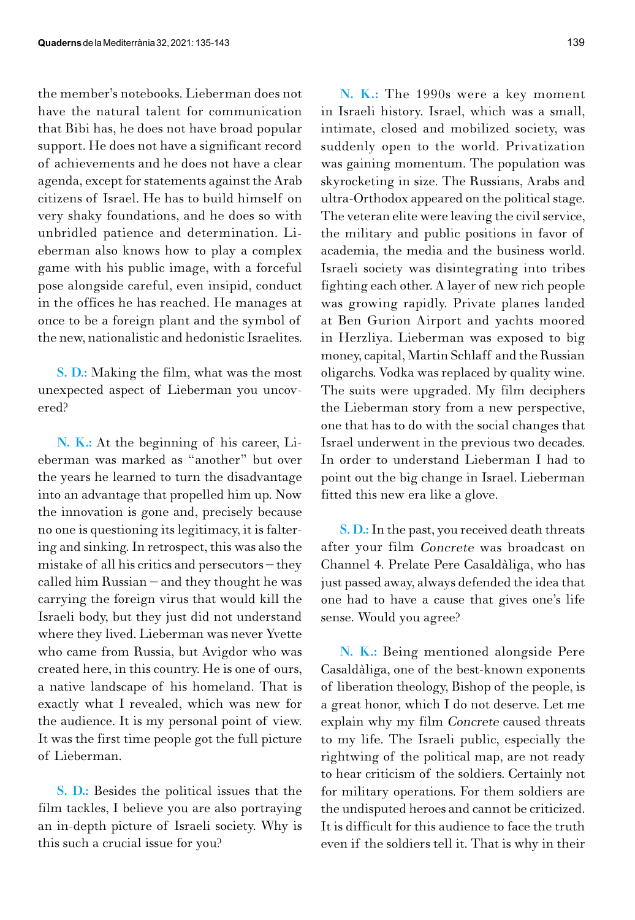the member's notebooks. Lieberman does not have the natural talent for communication that Bibi has, he does not have broad popular support. He does not have a significant record of achievements and he does not have a clear agenda, except for statements against the Arab citizens of Israel. He has to build himself on very shaky foundations, and he does so with unbridled patience and determination. Lieberman also knows how to play a complex game with his public image, with a forceful pose alongside careful, even insipid, conduct in the offices he has reached. He manages at once to be a foreign plant and the symbol of the new, nationalistic and hedonistic Israelites.

**S. D.:** Making the film, what was the most unexpected aspect of Lieberman you uncovered?

**N. K.:** At the beginning of his career, Lieberman was marked as "another" but over the years he learned to turn the disadvantage into an advantage that propelled him up. Now the innovation is gone and, precisely because no one is questioning its legitimacy, it is faltering and sinking. In retrospect, this was also the mistake of all his critics and persecutors – they called him Russian – and they thought he was carrying the foreign virus that would kill the Israeli body, but they just did not understand where they lived. Lieberman was never Yvette who came from Russia, but Avigdor who was created here, in this country. He is one of ours, a native landscape of his homeland. That is exactly what I revealed, which was new for the audience. It is my personal point of view. It was the first time people got the full picture of Lieberman.

**S. D.:** Besides the political issues that the film tackles, I believe you are also portraying an in-depth picture of Israeli society. Why is this such a crucial issue for you?

**N. K.:** The 1990s were a key moment in Israeli history. Israel, which was a small, intimate, closed and mobilized society, was suddenly open to the world. Privatization was gaining momentum. The population was skyrocketing in size. The Russians, Arabs and ultra-Orthodox appeared on the political stage. The veteran elite were leaving the civil service, the military and public positions in favor of academia, the media and the business world. Israeli society was disintegrating into tribes fighting each other. A layer of new rich people was growing rapidly. Private planes landed at Ben Gurion Airport and yachts moored in Herzliya. Lieberman was exposed to big money, capital, Martin Schlaff and the Russian oligarchs. Vodka was replaced by quality wine. The suits were upgraded. My film deciphers the Lieberman story from a new perspective, one that has to do with the social changes that Israel underwent in the previous two decades. In order to understand Lieberman I had to point out the big change in Israel. Lieberman fitted this new era like a glove.

**S. D.:** In the past, you received death threats after your film *Concrete* was broadcast on Channel 4. Prelate Pere Casaldàliga, who has just passed away, always defended the idea that one had to have a cause that gives one's life sense. Would you agree?

**N. K.:** Being mentioned alongside Pere Casaldàliga, one of the best-known exponents of liberation theology, Bishop of the people, is a great honor, which I do not deserve. Let me explain why my film *Concrete* caused threats to my life. The Israeli public, especially the rightwing of the political map, are not ready to hear criticism of the soldiers. Certainly not for military operations. For them soldiers are the undisputed heroes and cannot be criticized. It is difficult for this audience to face the truth even if the soldiers tell it. That is why in their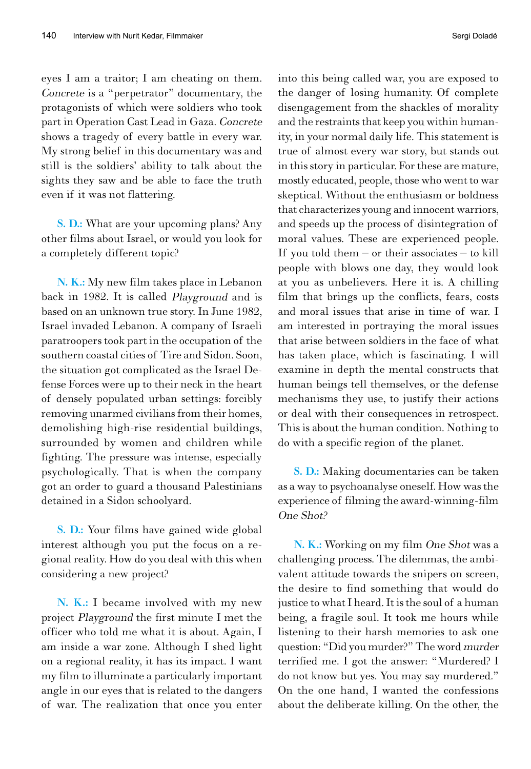eyes I am a traitor; I am cheating on them. *Concrete* is a "perpetrator" documentary, the protagonists of which were soldiers who took part in Operation Cast Lead in Gaza. *Concrete* shows a tragedy of every battle in every war. My strong belief in this documentary was and still is the soldiers' ability to talk about the sights they saw and be able to face the truth even if it was not flattering.

**S. D.:** What are your upcoming plans? Any other films about Israel, or would you look for a completely different topic?

**N. K.:** My new film takes place in Lebanon back in 1982. It is called *Playground* and is based on an unknown true story. In June 1982, Israel invaded Lebanon. A company of Israeli paratroopers took part in the occupation of the southern coastal cities of Tire and Sidon. Soon, the situation got complicated as the Israel Defense Forces were up to their neck in the heart of densely populated urban settings: forcibly removing unarmed civilians from their homes, demolishing high-rise residential buildings, surrounded by women and children while fighting. The pressure was intense, especially psychologically. That is when the company got an order to guard a thousand Palestinians detained in a Sidon schoolyard.

**S. D.:** Your films have gained wide global interest although you put the focus on a regional reality. How do you deal with this when considering a new project?

**N. K.:** I became involved with my new project *Playground* the first minute I met the officer who told me what it is about. Again, I am inside a war zone. Although I shed light on a regional reality, it has its impact. I want my film to illuminate a particularly important angle in our eyes that is related to the dangers of war. The realization that once you enter into this being called war, you are exposed to the danger of losing humanity. Of complete disengagement from the shackles of morality and the restraints that keep you within humanity, in your normal daily life. This statement is true of almost every war story, but stands out in this story in particular. For these are mature, mostly educated, people, those who went to war skeptical. Without the enthusiasm or boldness that characterizes young and innocent warriors, and speeds up the process of disintegration of moral values. These are experienced people. If you told them – or their associates – to kill people with blows one day, they would look at you as unbelievers. Here it is. A chilling film that brings up the conflicts, fears, costs and moral issues that arise in time of war. I am interested in portraying the moral issues that arise between soldiers in the face of what has taken place, which is fascinating. I will examine in depth the mental constructs that human beings tell themselves, or the defense mechanisms they use, to justify their actions or deal with their consequences in retrospect. This is about the human condition. Nothing to do with a specific region of the planet.

**S. D.:** Making documentaries can be taken as a way to psychoanalyse oneself. How was the experience of filming the award-winning-film *One Shot?*

**N. K.:** Working on my film *One Shot* was a challenging process. The dilemmas, the ambivalent attitude towards the snipers on screen, the desire to find something that would do justice to what I heard. It is the soul of a human being, a fragile soul. It took me hours while listening to their harsh memories to ask one question: "Did you murder?" The word *murder* terrified me. I got the answer: "Murdered? I do not know but yes. You may say murdered." On the one hand, I wanted the confessions about the deliberate killing. On the other, the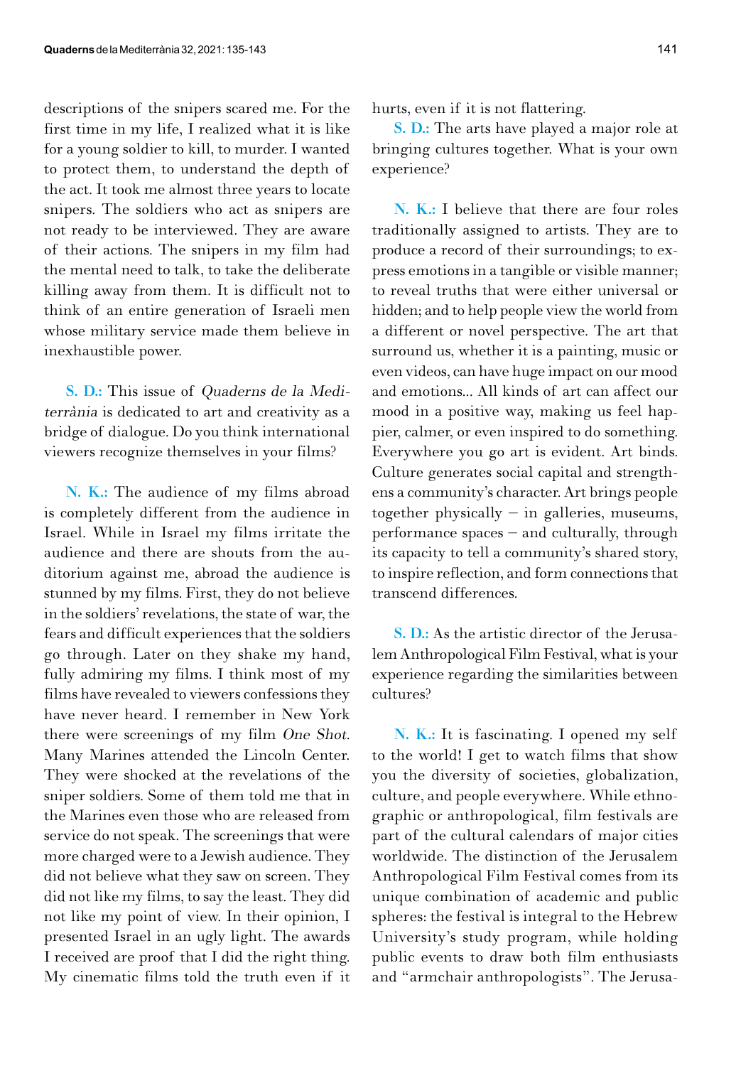descriptions of the snipers scared me. For the first time in my life, I realized what it is like for a young soldier to kill, to murder. I wanted to protect them, to understand the depth of the act. It took me almost three years to locate snipers. The soldiers who act as snipers are not ready to be interviewed. They are aware of their actions. The snipers in my film had the mental need to talk, to take the deliberate killing away from them. It is difficult not to think of an entire generation of Israeli men whose military service made them believe in inexhaustible power.

**S. D.:** This issue of *Quaderns de la Mediterrània* is dedicated to art and creativity as a bridge of dialogue. Do you think international viewers recognize themselves in your films?

**N. K.:** The audience of my films abroad is completely different from the audience in Israel. While in Israel my films irritate the audience and there are shouts from the auditorium against me, abroad the audience is stunned by my films. First, they do not believe in the soldiers' revelations, the state of war, the fears and difficult experiences that the soldiers go through. Later on they shake my hand, fully admiring my films. I think most of my films have revealed to viewers confessions they have never heard. I remember in New York there were screenings of my film *One Shot*. Many Marines attended the Lincoln Center. They were shocked at the revelations of the sniper soldiers. Some of them told me that in the Marines even those who are released from service do not speak. The screenings that were more charged were to a Jewish audience. They did not believe what they saw on screen. They did not like my films, to say the least. They did not like my point of view. In their opinion, I presented Israel in an ugly light. The awards I received are proof that I did the right thing. My cinematic films told the truth even if it hurts, even if it is not flattering.

**S. D.:** The arts have played a major role at bringing cultures together. What is your own experience?

**N. K.:** I believe that there are four roles traditionally assigned to artists. They are to produce a record of their surroundings; to express emotions in a tangible or visible manner; to reveal truths that were either universal or hidden; and to help people view the world from a different or novel perspective. The art that surround us, whether it is a painting, music or even videos, can have huge impact on our mood and emotions... All kinds of art can affect our mood in a positive way, making us feel happier, calmer, or even inspired to do something. Everywhere you go art is evident. Art binds. Culture generates social capital and strengthens a community's character. Art brings people together physically – in galleries, museums, performance spaces – and culturally, through its capacity to tell a community's shared story, to inspire reflection, and form connections that transcend differences.

**S. D.:** As the artistic director of the Jerusalem Anthropological Film Festival, what is your experience regarding the similarities between cultures?

**N. K.:** It is fascinating. I opened my self to the world! I get to watch films that show you the diversity of societies, globalization, culture, and people everywhere. While ethnographic or anthropological, film festivals are part of the cultural calendars of major cities worldwide. The distinction of the Jerusalem Anthropological Film Festival comes from its unique combination of academic and public spheres: the festival is integral to the Hebrew University's study program, while holding public events to draw both film enthusiasts and "armchair anthropologists". The Jerusa-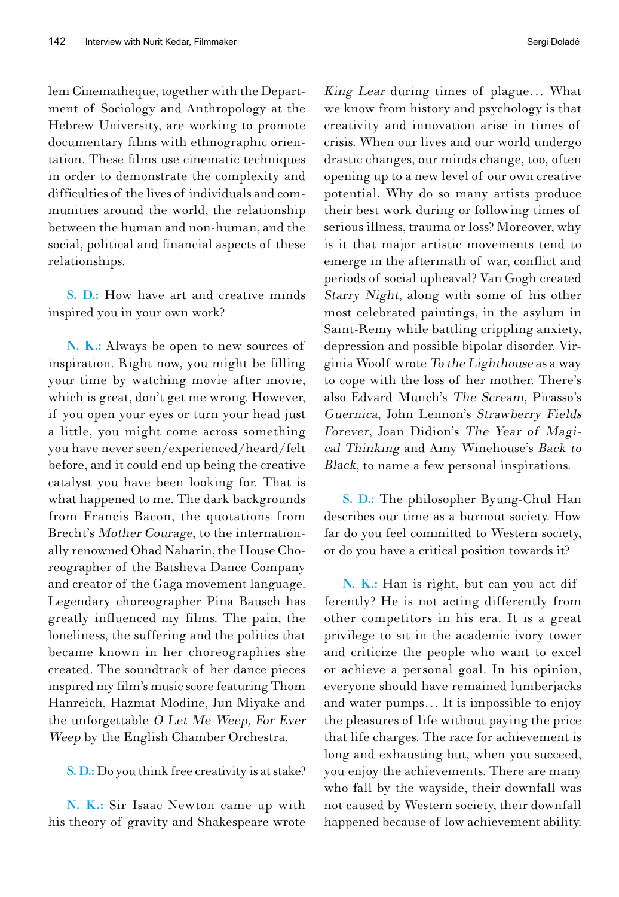lem Cinematheque, together with the Department of Sociology and Anthropology at the Hebrew University, are working to promote documentary films with ethnographic orientation. These films use cinematic techniques in order to demonstrate the complexity and difficulties of the lives of individuals and communities around the world, the relationship between the human and non-human, and the social, political and financial aspects of these relationships.

**S. D.:** How have art and creative minds inspired you in your own work?

**N. K.:** Always be open to new sources of inspiration. Right now, you might be filling your time by watching movie after movie, which is great, don't get me wrong. However, if you open your eyes or turn your head just a little, you might come across something you have never seen/experienced/heard/felt before, and it could end up being the creative catalyst you have been looking for. That is what happened to me. The dark backgrounds from Francis Bacon, the quotations from Brecht's *Mother Courage*, to the internationally renowned Ohad Naharin, the House Choreographer of the Batsheva Dance Company and creator of the Gaga movement language. Legendary choreographer Pina Bausch has greatly influenced my films. The pain, the loneliness, the suffering and the politics that became known in her choreographies she created. The soundtrack of her dance pieces inspired my film's music score featuring Thom Hanreich, Hazmat Modine, Jun Miyake and the unforgettable *O Let Me Weep, For Ever Weep* by the English Chamber Orchestra.

**S. D.:** Do you think free creativity is at stake?

**N. K.:** Sir Isaac Newton came up with his theory of gravity and Shakespeare wrote *King Lear* during times of plague… What we know from history and psychology is that creativity and innovation arise in times of crisis. When our lives and our world undergo drastic changes, our minds change, too, often opening up to a new level of our own creative potential. Why do so many artists produce their best work during or following times of serious illness, trauma or loss? Moreover, why is it that major artistic movements tend to emerge in the aftermath of war, conflict and periods of social upheaval? Van Gogh created *Starry Night*, along with some of his other most celebrated paintings, in the asylum in Saint-Remy while battling crippling anxiety, depression and possible bipolar disorder. Virginia Woolf wrote *To the Lighthouse* as a way to cope with the loss of her mother. There's also Edvard Munch's *The Scream*, Picasso's *Guernica*, John Lennon's *Strawberry Fields Forever*, Joan Didion's *The Year of Magical Thinking* and Amy Winehouse's *Back to Black*, to name a few personal inspirations.

**S. D.:** The philosopher Byung-Chul Han describes our time as a burnout society. How far do you feel committed to Western society, or do you have a critical position towards it?

**N. K.:** Han is right, but can you act differently? He is not acting differently from other competitors in his era. It is a great privilege to sit in the academic ivory tower and criticize the people who want to excel or achieve a personal goal. In his opinion, everyone should have remained lumberjacks and water pumps… It is impossible to enjoy the pleasures of life without paying the price that life charges. The race for achievement is long and exhausting but, when you succeed, you enjoy the achievements. There are many who fall by the wayside, their downfall was not caused by Western society, their downfall happened because of low achievement ability.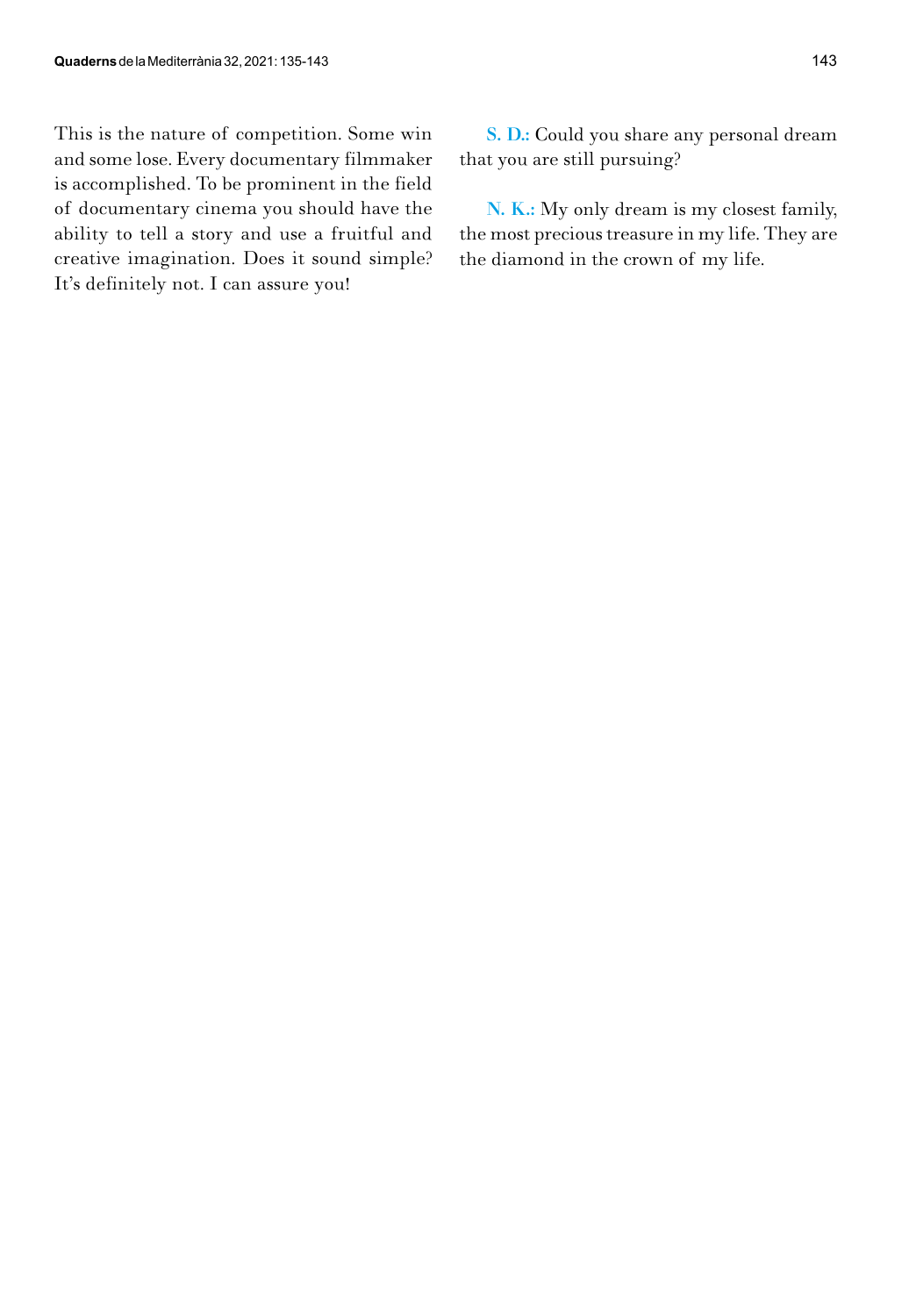This is the nature of competition. Some win and some lose. Every documentary filmmaker is accomplished. To be prominent in the field of documentary cinema you should have the ability to tell a story and use a fruitful and creative imagination. Does it sound simple? It's definitely not. I can assure you!

**S. D.:** Could you share any personal dream that you are still pursuing?

**N. K.:** My only dream is my closest family, the most precious treasure in my life. They are the diamond in the crown of my life.